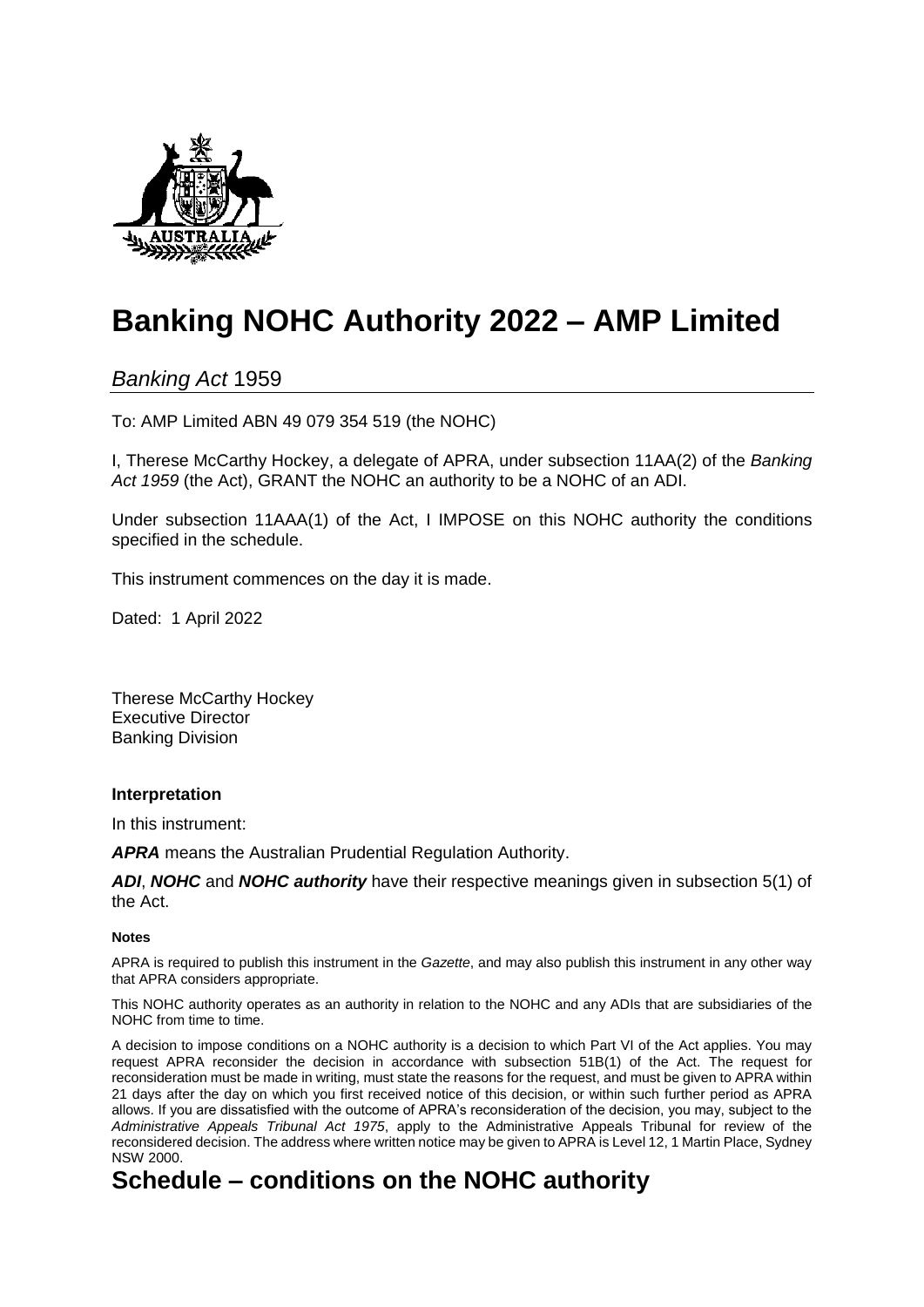# Banking NOHC Authority 2022 – AMP Limited

*Banking Act* 1959

To: AMP Limited ABN 49 079 354 519 (the NOHC)

I, Therese McCarthy Hockey, a delegate of APRA, under subsection 11AA(2) of the *Banking Act 1959* (the Act), GRANT the NOHC an authority to be a NOHC of an ADI.

Under subsection 11AAA(1) of the Act, I IMPOSE on this NOHC authority the conditions specified in the schedule.

This instrument commences on the day it is made.

Dated: 1 April 2022

Therese McCarthy Hockey
Executive Director
Banking Division

### Interpretation

In this instrument:

***APRA*** means the Australian Prudential Regulation Authority.

***ADI***, ***NOHC*** and ***NOHC authority*** have their respective meanings given in subsection 5(1) of the Act.

#### Notes

APRA is required to publish this instrument in the *Gazette*, and may also publish this instrument in any other way that APRA considers appropriate.

This NOHC authority operates as an authority in relation to the NOHC and any ADIs that are subsidiaries of the NOHC from time to time.

A decision to impose conditions on a NOHC authority is a decision to which Part VI of the Act applies. You may request APRA reconsider the decision in accordance with subsection 51B(1) of the Act. The request for reconsideration must be made in writing, must state the reasons for the request, and must be given to APRA within 21 days after the day on which you first received notice of this decision, or within such further period as APRA allows. If you are dissatisfied with the outcome of APRA's reconsideration of the decision, you may, subject to the *Administrative Appeals Tribunal Act 1975*, apply to the Administrative Appeals Tribunal for review of the reconsidered decision. The address where written notice may be given to APRA is Level 12, 1 Martin Place, Sydney NSW 2000.

## Schedule – conditions on the NOHC authority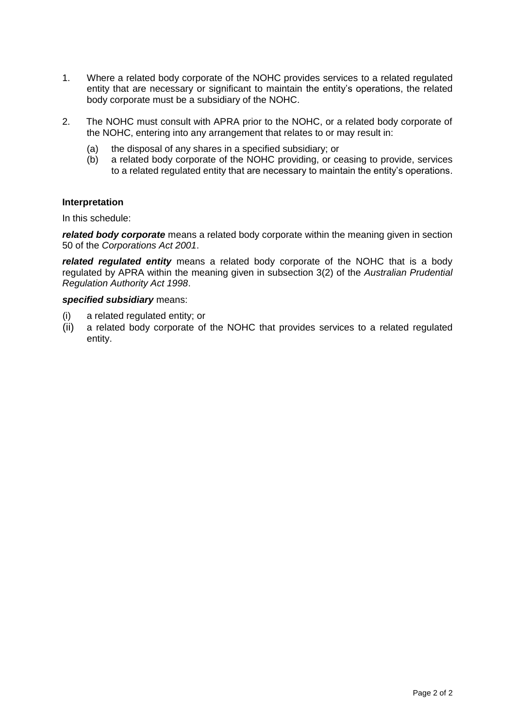1. Where a related body corporate of the NOHC provides services to a related regulated entity that are necessary or significant to maintain the entity's operations, the related body corporate must be a subsidiary of the NOHC.

2. The NOHC must consult with APRA prior to the NOHC, or a related body corporate of the NOHC, entering into any arrangement that relates to or may result in:

   (a) the disposal of any shares in a specified subsidiary; or

   (b) a related body corporate of the NOHC providing, or ceasing to provide, services to a related regulated entity that are necessary to maintain the entity's operations.

**Interpretation**

In this schedule:

***related body corporate*** means a related body corporate within the meaning given in section 50 of the *Corporations Act 2001*.

***related regulated entity*** means a related body corporate of the NOHC that is a body regulated by APRA within the meaning given in subsection 3(2) of the *Australian Prudential Regulation Authority Act 1998*.

***specified subsidiary*** means:

(i) a related regulated entity; or

(ii) a related body corporate of the NOHC that provides services to a related regulated entity.